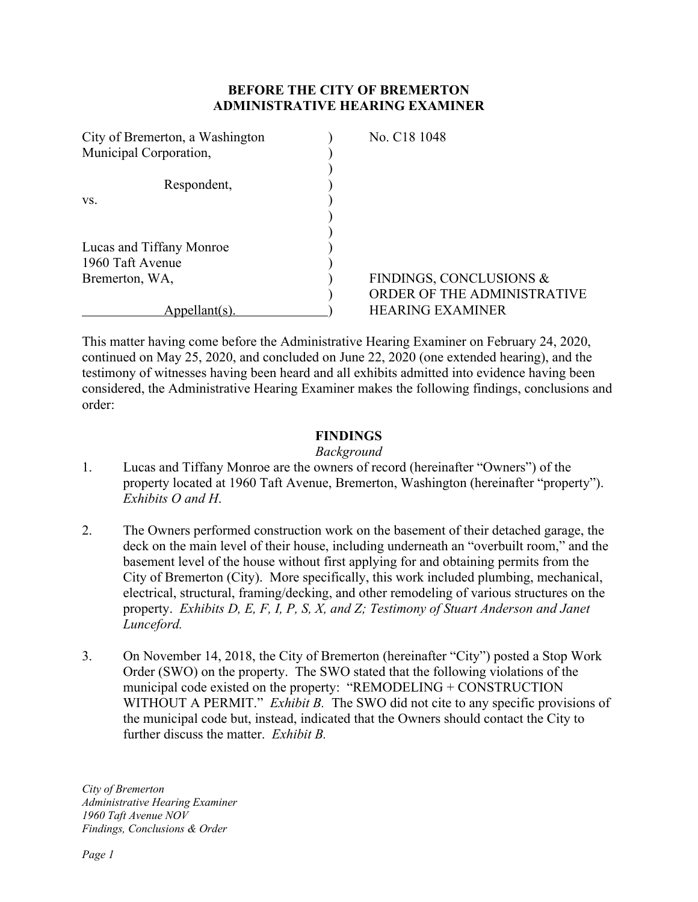**BEFORE THE CITY OF BREMERTON**
**ADMINISTRATIVE HEARING EXAMINER**

| | | |
|---|---|---|
| City of Bremerton, a Washington Municipal Corporation, | ) | No. C18 1048 |
| Respondent, | ) | |
| vs. | ) | |
| Lucas and Tiffany Monroe<br>1960 Taft Avenue<br>Bremerton, WA, | ) | FINDINGS, CONCLUSIONS & ORDER OF THE ADMINISTRATIVE HEARING EXAMINER |
| Appellant(s). | ) | |

This matter having come before the Administrative Hearing Examiner on February 24, 2020, continued on May 25, 2020, and concluded on June 22, 2020 (one extended hearing), and the testimony of witnesses having been heard and all exhibits admitted into evidence having been considered, the Administrative Hearing Examiner makes the following findings, conclusions and order:

## FINDINGS

*Background*

1. Lucas and Tiffany Monroe are the owners of record (hereinafter "Owners") of the property located at 1960 Taft Avenue, Bremerton, Washington (hereinafter "property"). *Exhibits O and H*.

2. The Owners performed construction work on the basement of their detached garage, the deck on the main level of their house, including underneath an "overbuilt room," and the basement level of the house without first applying for and obtaining permits from the City of Bremerton (City). More specifically, this work included plumbing, mechanical, electrical, structural, framing/decking, and other remodeling of various structures on the property. *Exhibits D, E, F, I, P, S, X, and Z; Testimony of Stuart Anderson and Janet Lunceford.*

3. On November 14, 2018, the City of Bremerton (hereinafter "City") posted a Stop Work Order (SWO) on the property. The SWO stated that the following violations of the municipal code existed on the property: "REMODELING + CONSTRUCTION WITHOUT A PERMIT." *Exhibit B.* The SWO did not cite to any specific provisions of the municipal code but, instead, indicated that the Owners should contact the City to further discuss the matter. *Exhibit B.*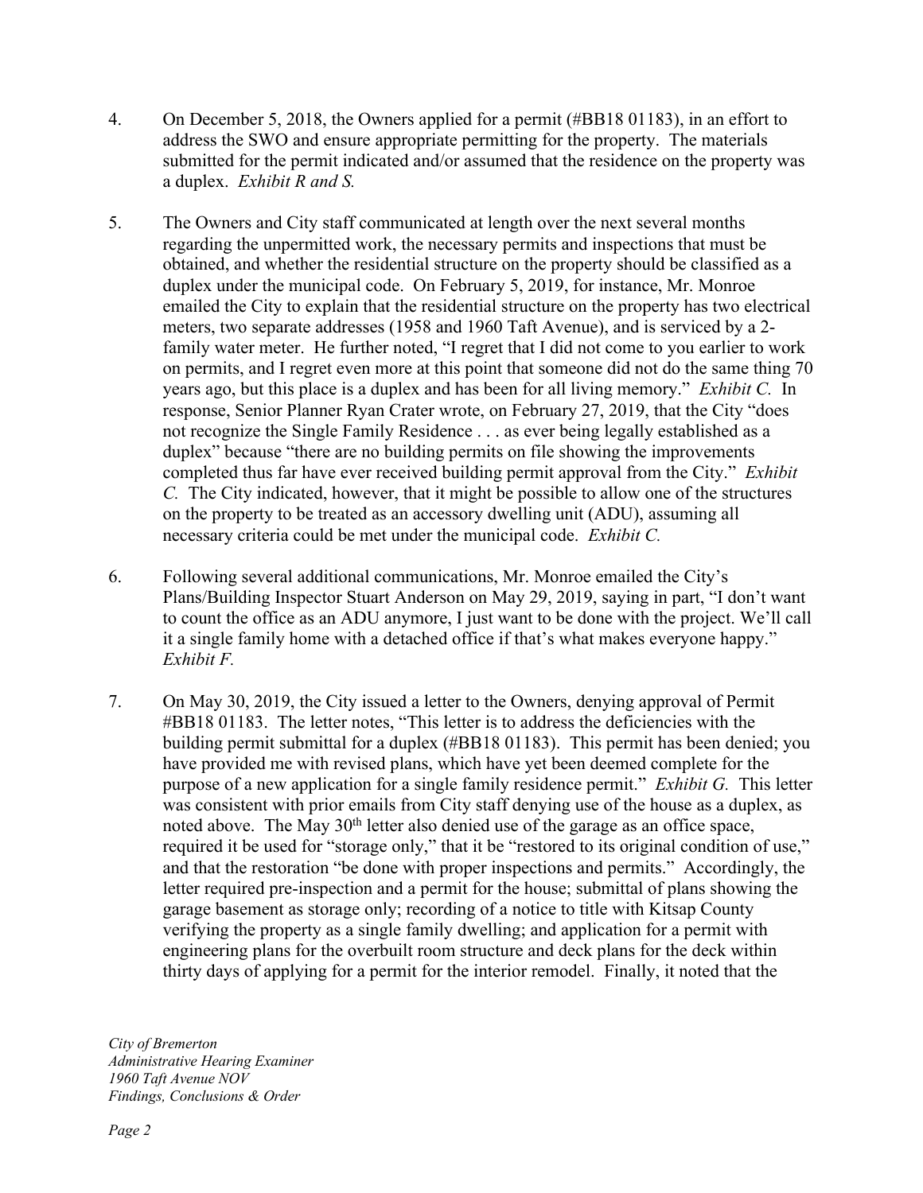4. On December 5, 2018, the Owners applied for a permit (#BB18 01183), in an effort to address the SWO and ensure appropriate permitting for the property. The materials submitted for the permit indicated and/or assumed that the residence on the property was a duplex. *Exhibit R and S.*

5. The Owners and City staff communicated at length over the next several months regarding the unpermitted work, the necessary permits and inspections that must be obtained, and whether the residential structure on the property should be classified as a duplex under the municipal code. On February 5, 2019, for instance, Mr. Monroe emailed the City to explain that the residential structure on the property has two electrical meters, two separate addresses (1958 and 1960 Taft Avenue), and is serviced by a 2-family water meter. He further noted, "I regret that I did not come to you earlier to work on permits, and I regret even more at this point that someone did not do the same thing 70 years ago, but this place is a duplex and has been for all living memory." *Exhibit C.* In response, Senior Planner Ryan Crater wrote, on February 27, 2019, that the City "does not recognize the Single Family Residence . . . as ever being legally established as a duplex" because "there are no building permits on file showing the improvements completed thus far have ever received building permit approval from the City." *Exhibit C.* The City indicated, however, that it might be possible to allow one of the structures on the property to be treated as an accessory dwelling unit (ADU), assuming all necessary criteria could be met under the municipal code. *Exhibit C.*

6. Following several additional communications, Mr. Monroe emailed the City's Plans/Building Inspector Stuart Anderson on May 29, 2019, saying in part, "I don't want to count the office as an ADU anymore, I just want to be done with the project. We'll call it a single family home with a detached office if that's what makes everyone happy." *Exhibit F.*

7. On May 30, 2019, the City issued a letter to the Owners, denying approval of Permit #BB18 01183. The letter notes, "This letter is to address the deficiencies with the building permit submittal for a duplex (#BB18 01183). This permit has been denied; you have provided me with revised plans, which have yet been deemed complete for the purpose of a new application for a single family residence permit." *Exhibit G.* This letter was consistent with prior emails from City staff denying use of the house as a duplex, as noted above. The May 30th letter also denied use of the garage as an office space, required it be used for "storage only," that it be "restored to its original condition of use," and that the restoration "be done with proper inspections and permits." Accordingly, the letter required pre-inspection and a permit for the house; submittal of plans showing the garage basement as storage only; recording of a notice to title with Kitsap County verifying the property as a single family dwelling; and application for a permit with engineering plans for the overbuilt room structure and deck plans for the deck within thirty days of applying for a permit for the interior remodel. Finally, it noted that the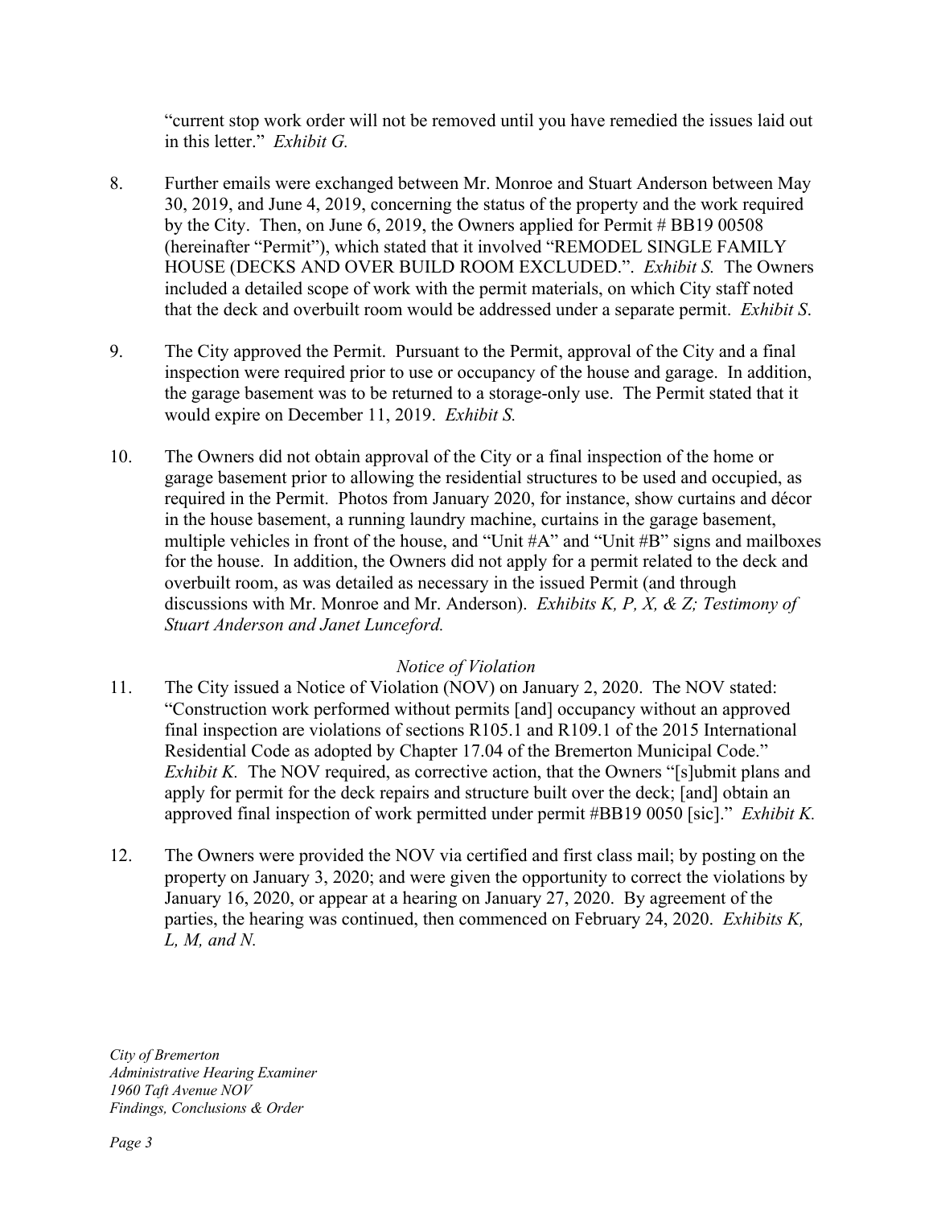"current stop work order will not be removed until you have remedied the issues laid out in this letter." *Exhibit G.*

8. Further emails were exchanged between Mr. Monroe and Stuart Anderson between May 30, 2019, and June 4, 2019, concerning the status of the property and the work required by the City. Then, on June 6, 2019, the Owners applied for Permit # BB19 00508 (hereinafter "Permit"), which stated that it involved "REMODEL SINGLE FAMILY HOUSE (DECKS AND OVER BUILD ROOM EXCLUDED.". *Exhibit S.* The Owners included a detailed scope of work with the permit materials, on which City staff noted that the deck and overbuilt room would be addressed under a separate permit. *Exhibit S*.

9. The City approved the Permit. Pursuant to the Permit, approval of the City and a final inspection were required prior to use or occupancy of the house and garage. In addition, the garage basement was to be returned to a storage-only use. The Permit stated that it would expire on December 11, 2019. *Exhibit S.*

10. The Owners did not obtain approval of the City or a final inspection of the home or garage basement prior to allowing the residential structures to be used and occupied, as required in the Permit. Photos from January 2020, for instance, show curtains and décor in the house basement, a running laundry machine, curtains in the garage basement, multiple vehicles in front of the house, and "Unit #A" and "Unit #B" signs and mailboxes for the house. In addition, the Owners did not apply for a permit related to the deck and overbuilt room, as was detailed as necessary in the issued Permit (and through discussions with Mr. Monroe and Mr. Anderson). *Exhibits K, P, X, & Z; Testimony of Stuart Anderson and Janet Lunceford.*

*Notice of Violation*

11. The City issued a Notice of Violation (NOV) on January 2, 2020. The NOV stated: "Construction work performed without permits [and] occupancy without an approved final inspection are violations of sections R105.1 and R109.1 of the 2015 International Residential Code as adopted by Chapter 17.04 of the Bremerton Municipal Code." *Exhibit K.* The NOV required, as corrective action, that the Owners "[s]ubmit plans and apply for permit for the deck repairs and structure built over the deck; [and] obtain an approved final inspection of work permitted under permit #BB19 0050 [sic]." *Exhibit K.*

12. The Owners were provided the NOV via certified and first class mail; by posting on the property on January 3, 2020; and were given the opportunity to correct the violations by January 16, 2020, or appear at a hearing on January 27, 2020. By agreement of the parties, the hearing was continued, then commenced on February 24, 2020. *Exhibits K, L, M, and N.*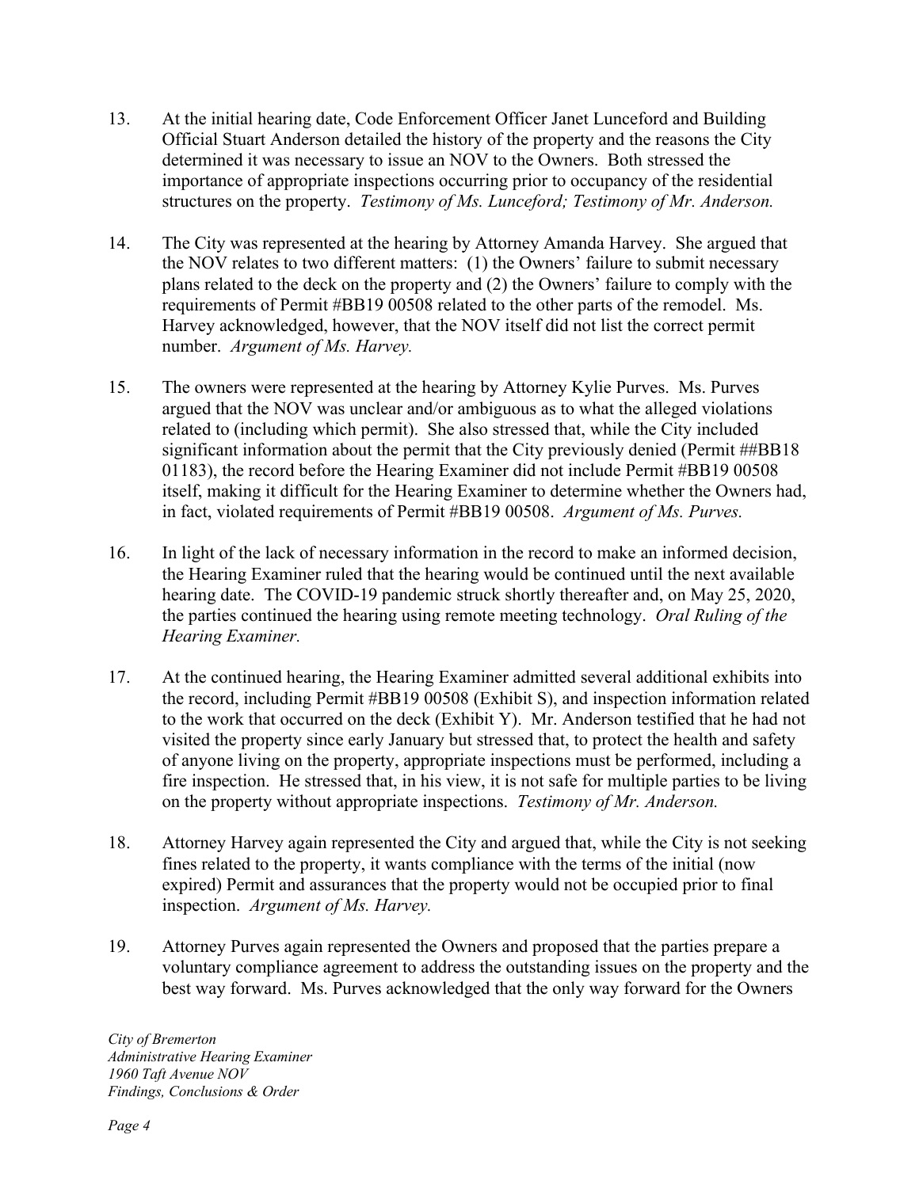13. At the initial hearing date, Code Enforcement Officer Janet Lunceford and Building Official Stuart Anderson detailed the history of the property and the reasons the City determined it was necessary to issue an NOV to the Owners. Both stressed the importance of appropriate inspections occurring prior to occupancy of the residential structures on the property. *Testimony of Ms. Lunceford; Testimony of Mr. Anderson.*

14. The City was represented at the hearing by Attorney Amanda Harvey. She argued that the NOV relates to two different matters: (1) the Owners' failure to submit necessary plans related to the deck on the property and (2) the Owners' failure to comply with the requirements of Permit #BB19 00508 related to the other parts of the remodel. Ms. Harvey acknowledged, however, that the NOV itself did not list the correct permit number. *Argument of Ms. Harvey.*

15. The owners were represented at the hearing by Attorney Kylie Purves. Ms. Purves argued that the NOV was unclear and/or ambiguous as to what the alleged violations related to (including which permit). She also stressed that, while the City included significant information about the permit that the City previously denied (Permit ##BB18 01183), the record before the Hearing Examiner did not include Permit #BB19 00508 itself, making it difficult for the Hearing Examiner to determine whether the Owners had, in fact, violated requirements of Permit #BB19 00508. *Argument of Ms. Purves.*

16. In light of the lack of necessary information in the record to make an informed decision, the Hearing Examiner ruled that the hearing would be continued until the next available hearing date. The COVID-19 pandemic struck shortly thereafter and, on May 25, 2020, the parties continued the hearing using remote meeting technology. *Oral Ruling of the Hearing Examiner.*

17. At the continued hearing, the Hearing Examiner admitted several additional exhibits into the record, including Permit #BB19 00508 (Exhibit S), and inspection information related to the work that occurred on the deck (Exhibit Y). Mr. Anderson testified that he had not visited the property since early January but stressed that, to protect the health and safety of anyone living on the property, appropriate inspections must be performed, including a fire inspection. He stressed that, in his view, it is not safe for multiple parties to be living on the property without appropriate inspections. *Testimony of Mr. Anderson.*

18. Attorney Harvey again represented the City and argued that, while the City is not seeking fines related to the property, it wants compliance with the terms of the initial (now expired) Permit and assurances that the property would not be occupied prior to final inspection. *Argument of Ms. Harvey.*

19. Attorney Purves again represented the Owners and proposed that the parties prepare a voluntary compliance agreement to address the outstanding issues on the property and the best way forward. Ms. Purves acknowledged that the only way forward for the Owners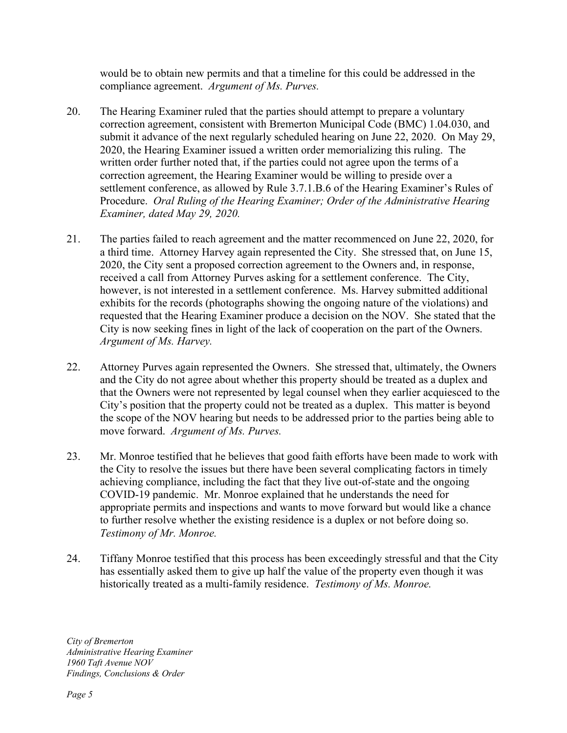would be to obtain new permits and that a timeline for this could be addressed in the compliance agreement. *Argument of Ms. Purves.*

20. The Hearing Examiner ruled that the parties should attempt to prepare a voluntary correction agreement, consistent with Bremerton Municipal Code (BMC) 1.04.030, and submit it advance of the next regularly scheduled hearing on June 22, 2020. On May 29, 2020, the Hearing Examiner issued a written order memorializing this ruling. The written order further noted that, if the parties could not agree upon the terms of a correction agreement, the Hearing Examiner would be willing to preside over a settlement conference, as allowed by Rule 3.7.1.B.6 of the Hearing Examiner's Rules of Procedure. *Oral Ruling of the Hearing Examiner; Order of the Administrative Hearing Examiner, dated May 29, 2020.*

21. The parties failed to reach agreement and the matter recommenced on June 22, 2020, for a third time. Attorney Harvey again represented the City. She stressed that, on June 15, 2020, the City sent a proposed correction agreement to the Owners and, in response, received a call from Attorney Purves asking for a settlement conference. The City, however, is not interested in a settlement conference. Ms. Harvey submitted additional exhibits for the records (photographs showing the ongoing nature of the violations) and requested that the Hearing Examiner produce a decision on the NOV. She stated that the City is now seeking fines in light of the lack of cooperation on the part of the Owners. *Argument of Ms. Harvey.*

22. Attorney Purves again represented the Owners. She stressed that, ultimately, the Owners and the City do not agree about whether this property should be treated as a duplex and that the Owners were not represented by legal counsel when they earlier acquiesced to the City's position that the property could not be treated as a duplex. This matter is beyond the scope of the NOV hearing but needs to be addressed prior to the parties being able to move forward. *Argument of Ms. Purves.*

23. Mr. Monroe testified that he believes that good faith efforts have been made to work with the City to resolve the issues but there have been several complicating factors in timely achieving compliance, including the fact that they live out-of-state and the ongoing COVID-19 pandemic. Mr. Monroe explained that he understands the need for appropriate permits and inspections and wants to move forward but would like a chance to further resolve whether the existing residence is a duplex or not before doing so. *Testimony of Mr. Monroe.*

24. Tiffany Monroe testified that this process has been exceedingly stressful and that the City has essentially asked them to give up half the value of the property even though it was historically treated as a multi-family residence. *Testimony of Ms. Monroe.*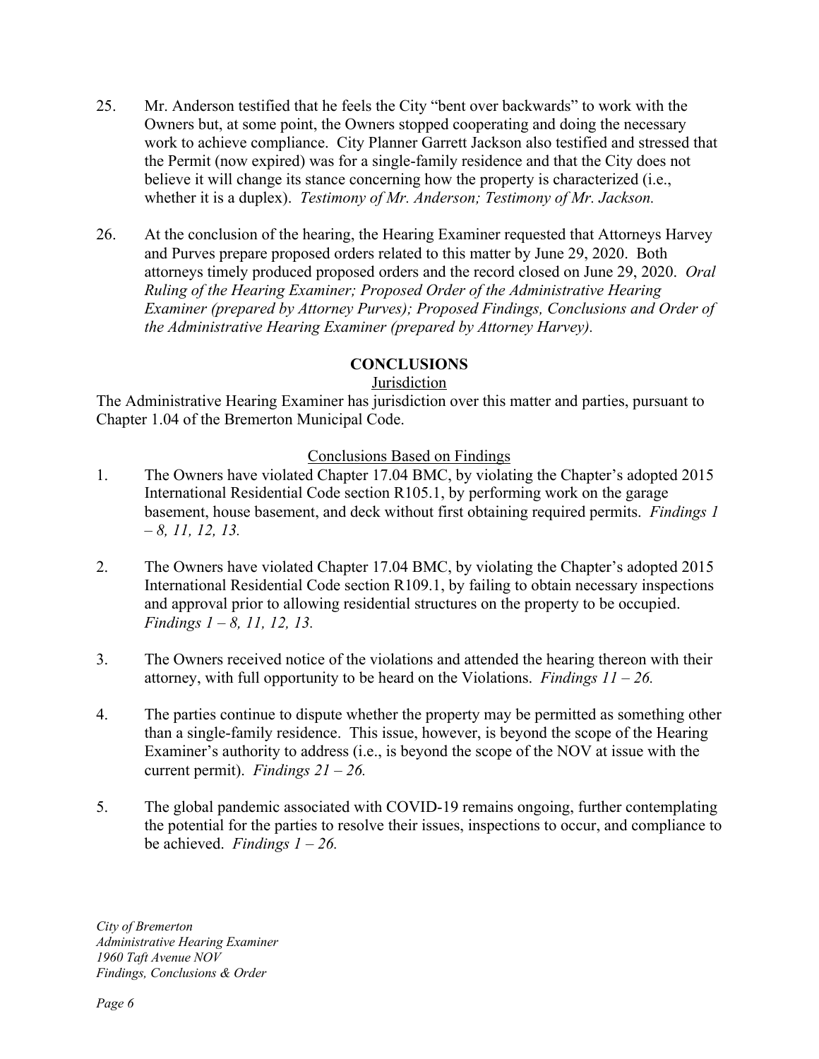25. Mr. Anderson testified that he feels the City "bent over backwards" to work with the Owners but, at some point, the Owners stopped cooperating and doing the necessary work to achieve compliance. City Planner Garrett Jackson also testified and stressed that the Permit (now expired) was for a single-family residence and that the City does not believe it will change its stance concerning how the property is characterized (i.e., whether it is a duplex). *Testimony of Mr. Anderson; Testimony of Mr. Jackson.*

26. At the conclusion of the hearing, the Hearing Examiner requested that Attorneys Harvey and Purves prepare proposed orders related to this matter by June 29, 2020. Both attorneys timely produced proposed orders and the record closed on June 29, 2020. *Oral Ruling of the Hearing Examiner; Proposed Order of the Administrative Hearing Examiner (prepared by Attorney Purves); Proposed Findings, Conclusions and Order of the Administrative Hearing Examiner (prepared by Attorney Harvey).*

## CONCLUSIONS

### Jurisdiction

The Administrative Hearing Examiner has jurisdiction over this matter and parties, pursuant to Chapter 1.04 of the Bremerton Municipal Code.

### Conclusions Based on Findings

1. The Owners have violated Chapter 17.04 BMC, by violating the Chapter's adopted 2015 International Residential Code section R105.1, by performing work on the garage basement, house basement, and deck without first obtaining required permits. *Findings 1 – 8, 11, 12, 13.*

2. The Owners have violated Chapter 17.04 BMC, by violating the Chapter's adopted 2015 International Residential Code section R109.1, by failing to obtain necessary inspections and approval prior to allowing residential structures on the property to be occupied. *Findings 1 – 8, 11, 12, 13.*

3. The Owners received notice of the violations and attended the hearing thereon with their attorney, with full opportunity to be heard on the Violations. *Findings 11 – 26.*

4. The parties continue to dispute whether the property may be permitted as something other than a single-family residence. This issue, however, is beyond the scope of the Hearing Examiner's authority to address (i.e., is beyond the scope of the NOV at issue with the current permit). *Findings 21 – 26.*

5. The global pandemic associated with COVID-19 remains ongoing, further contemplating the potential for the parties to resolve their issues, inspections to occur, and compliance to be achieved. *Findings 1 – 26.*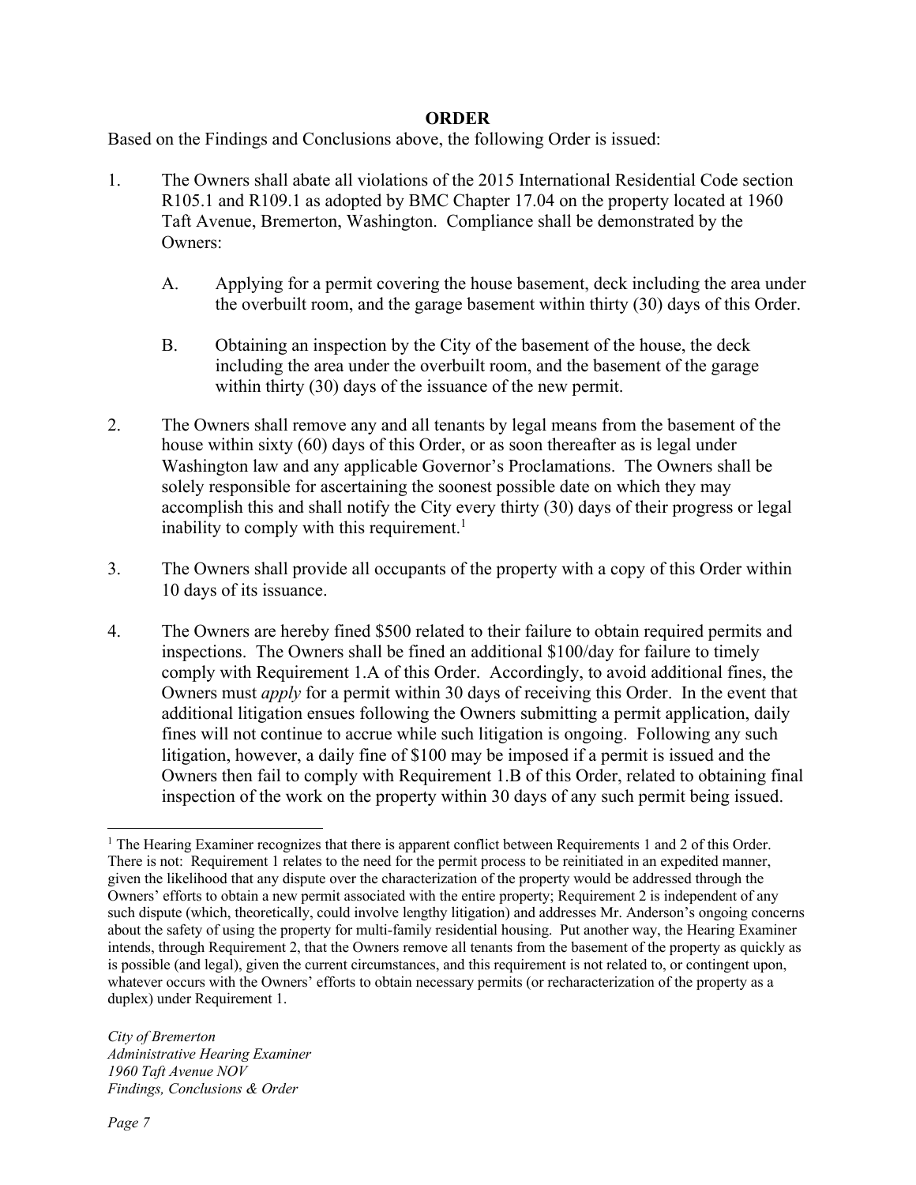## ORDER

Based on the Findings and Conclusions above, the following Order is issued:

1. The Owners shall abate all violations of the 2015 International Residential Code section R105.1 and R109.1 as adopted by BMC Chapter 17.04 on the property located at 1960 Taft Avenue, Bremerton, Washington. Compliance shall be demonstrated by the Owners:

   A. Applying for a permit covering the house basement, deck including the area under the overbuilt room, and the garage basement within thirty (30) days of this Order.

   B. Obtaining an inspection by the City of the basement of the house, the deck including the area under the overbuilt room, and the basement of the garage within thirty (30) days of the issuance of the new permit.

2. The Owners shall remove any and all tenants by legal means from the basement of the house within sixty (60) days of this Order, or as soon thereafter as is legal under Washington law and any applicable Governor's Proclamations. The Owners shall be solely responsible for ascertaining the soonest possible date on which they may accomplish this and shall notify the City every thirty (30) days of their progress or legal inability to comply with this requirement.[1]

3. The Owners shall provide all occupants of the property with a copy of this Order within 10 days of its issuance.

4. The Owners are hereby fined $500 related to their failure to obtain required permits and inspections. The Owners shall be fined an additional $100/day for failure to timely comply with Requirement 1.A of this Order. Accordingly, to avoid additional fines, the Owners must *apply* for a permit within 30 days of receiving this Order. In the event that additional litigation ensues following the Owners submitting a permit application, daily fines will not continue to accrue while such litigation is ongoing. Following any such litigation, however, a daily fine of $100 may be imposed if a permit is issued and the Owners then fail to comply with Requirement 1.B of this Order, related to obtaining final inspection of the work on the property within 30 days of any such permit being issued.

[1] The Hearing Examiner recognizes that there is apparent conflict between Requirements 1 and 2 of this Order. There is not: Requirement 1 relates to the need for the permit process to be reinitiated in an expedited manner, given the likelihood that any dispute over the characterization of the property would be addressed through the Owners' efforts to obtain a new permit associated with the entire property; Requirement 2 is independent of any such dispute (which, theoretically, could involve lengthy litigation) and addresses Mr. Anderson's ongoing concerns about the safety of using the property for multi-family residential housing. Put another way, the Hearing Examiner intends, through Requirement 2, that the Owners remove all tenants from the basement of the property as quickly as is possible (and legal), given the current circumstances, and this requirement is not related to, or contingent upon, whatever occurs with the Owners' efforts to obtain necessary permits (or recharacterization of the property as a duplex) under Requirement 1.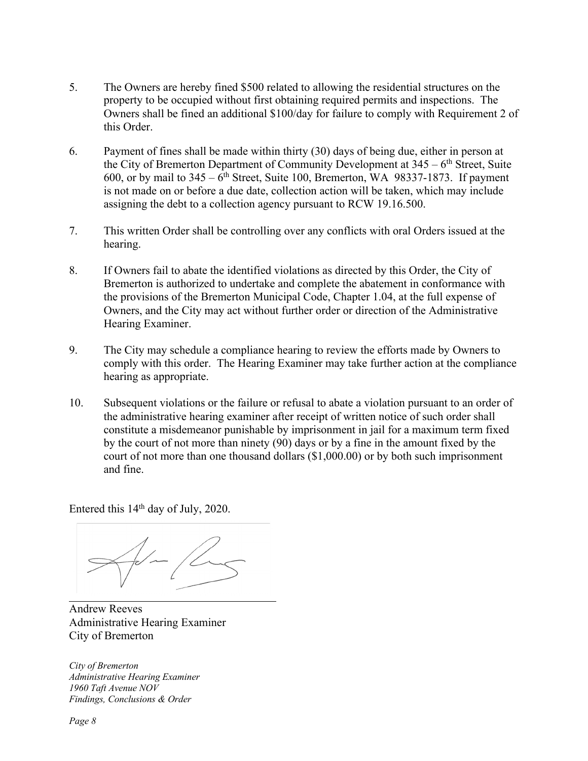5. The Owners are hereby fined \$500 related to allowing the residential structures on the property to be occupied without first obtaining required permits and inspections. The Owners shall be fined an additional \$100/day for failure to comply with Requirement 2 of this Order.

6. Payment of fines shall be made within thirty (30) days of being due, either in person at the City of Bremerton Department of Community Development at 345 – 6th Street, Suite 600, or by mail to 345 – 6th Street, Suite 100, Bremerton, WA 98337-1873. If payment is not made on or before a due date, collection action will be taken, which may include assigning the debt to a collection agency pursuant to RCW 19.16.500.

7. This written Order shall be controlling over any conflicts with oral Orders issued at the hearing.

8. If Owners fail to abate the identified violations as directed by this Order, the City of Bremerton is authorized to undertake and complete the abatement in conformance with the provisions of the Bremerton Municipal Code, Chapter 1.04, at the full expense of Owners, and the City may act without further order or direction of the Administrative Hearing Examiner.

9. The City may schedule a compliance hearing to review the efforts made by Owners to comply with this order. The Hearing Examiner may take further action at the compliance hearing as appropriate.

10. Subsequent violations or the failure or refusal to abate a violation pursuant to an order of the administrative hearing examiner after receipt of written notice of such order shall constitute a misdemeanor punishable by imprisonment in jail for a maximum term fixed by the court of not more than ninety (90) days or by a fine in the amount fixed by the court of not more than one thousand dollars (\$1,000.00) or by both such imprisonment and fine.

Entered this 14th day of July, 2020.

Andrew Reeves
Administrative Hearing Examiner
City of Bremerton

*City of Bremerton*
*Administrative Hearing Examiner*
*1960 Taft Avenue NOV*
*Findings, Conclusions & Order*